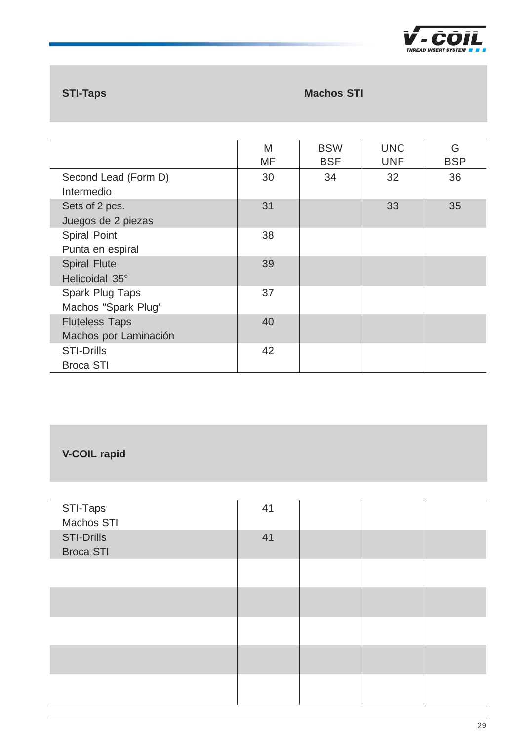## STI-Taps

## Machos STI

| | M<br>MF | BSW<br>BSF | UNC<br>UNF | G<br>BSP |
|---|---|---|---|---|
| Second Lead (Form D)<br>Intermedio | 30 | 34 | 32 | 36 |
| Sets of 2 pcs.<br>Juegos de 2 piezas | 31 | | 33 | 35 |
| Spiral Point<br>Punta en espiral | 38 | | | |
| Spiral Flute<br>Helicoidal 35° | 39 | | | |
| Spark Plug Taps<br>Machos "Spark Plug" | 37 | | | |
| Fluteless Taps<br>Machos por Laminación | 40 | | | |
| STI-Drills<br>Broca STI | 42 | | | |

## V-COIL rapid

| | | | | |
|---|---|---|---|---|
| STI-Taps<br>Machos STI | 41 | | | |
| STI-Drills<br>Broca STI | 41 | | | |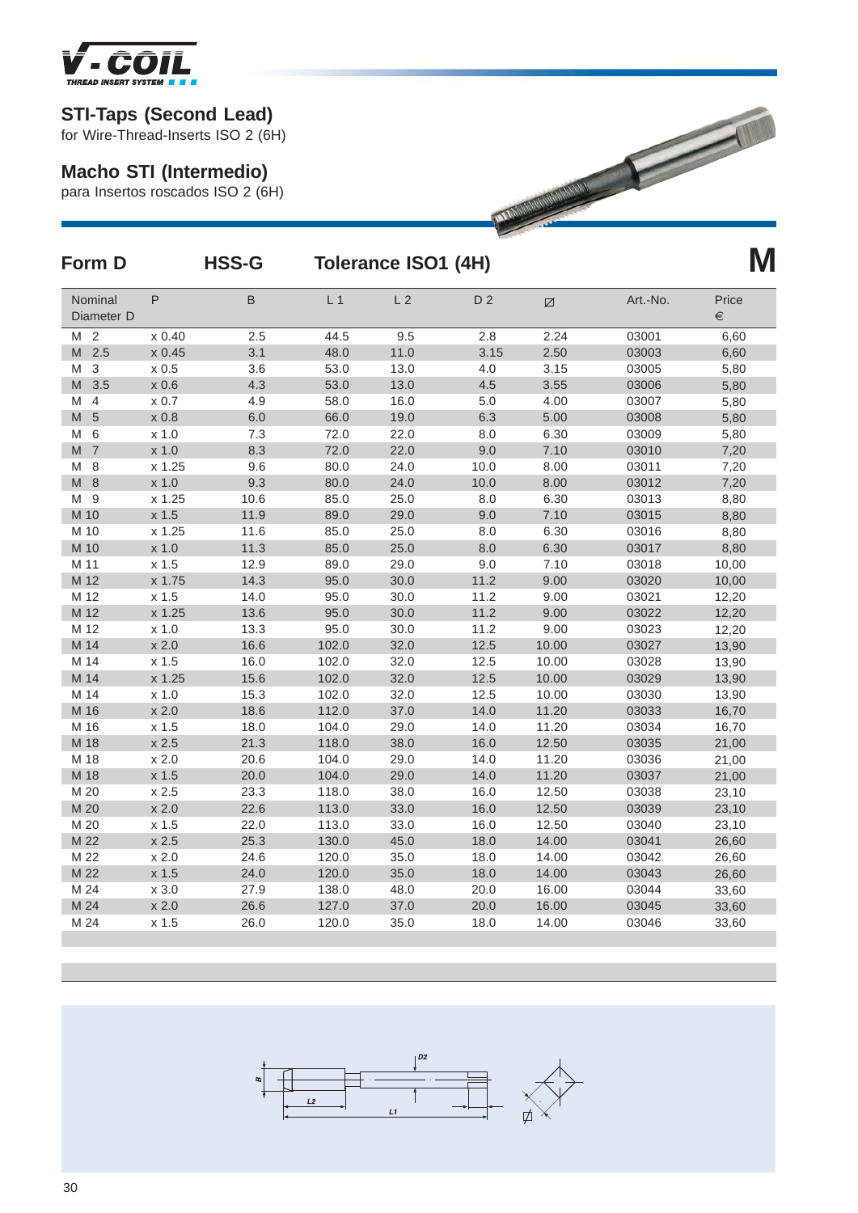## STI-Taps (Second Lead)

for Wire-Thread-Inserts ISO 2 (6H)

## Macho STI (Intermedio)

para Insertos roscados ISO 2 (6H)

### Form D HSS-G Tolerance ISO1 (4H) **M**

| Nominal Diameter D | P | B | L 1 | L 2 | D 2 | ◻ | Art.-No. | Price € |
|---|---|---|---|---|---|---|---|---|
| M 2 | x 0.40 | 2.5 | 44.5 | 9.5 | 2.8 | 2.24 | 03001 | 6,60 |
| M 2.5 | x 0.45 | 3.1 | 48.0 | 11.0 | 3.15 | 2.50 | 03003 | 6,60 |
| M 3 | x 0.5 | 3.6 | 53.0 | 13.0 | 4.0 | 3.15 | 03005 | 5,80 |
| M 3.5 | x 0.6 | 4.3 | 53.0 | 13.0 | 4.5 | 3.55 | 03006 | 5,80 |
| M 4 | x 0.7 | 4.9 | 58.0 | 16.0 | 5.0 | 4.00 | 03007 | 5,80 |
| M 5 | x 0.8 | 6.0 | 66.0 | 19.0 | 6.3 | 5.00 | 03008 | 5,80 |
| M 6 | x 1.0 | 7.3 | 72.0 | 22.0 | 8.0 | 6.30 | 03009 | 5,80 |
| M 7 | x 1.0 | 8.3 | 72.0 | 22.0 | 9.0 | 7.10 | 03010 | 7,20 |
| M 8 | x 1.25 | 9.6 | 80.0 | 24.0 | 10.0 | 8.00 | 03011 | 7,20 |
| M 8 | x 1.0 | 9.3 | 80.0 | 24.0 | 10.0 | 8.00 | 03012 | 7,20 |
| M 9 | x 1.25 | 10.6 | 85.0 | 25.0 | 8.0 | 6.30 | 03013 | 8,80 |
| M 10 | x 1.5 | 11.9 | 89.0 | 29.0 | 9.0 | 7.10 | 03015 | 8,80 |
| M 10 | x 1.25 | 11.6 | 85.0 | 25.0 | 8.0 | 6.30 | 03016 | 8,80 |
| M 10 | x 1.0 | 11.3 | 85.0 | 25.0 | 8.0 | 6.30 | 03017 | 8,80 |
| M 11 | x 1.5 | 12.9 | 89.0 | 29.0 | 9.0 | 7.10 | 03018 | 10,00 |
| M 12 | x 1.75 | 14.3 | 95.0 | 30.0 | 11.2 | 9.00 | 03020 | 10,00 |
| M 12 | x 1.5 | 14.0 | 95.0 | 30.0 | 11.2 | 9.00 | 03021 | 12,20 |
| M 12 | x 1.25 | 13.6 | 95.0 | 30.0 | 11.2 | 9.00 | 03022 | 12,20 |
| M 12 | x 1.0 | 13.3 | 95.0 | 30.0 | 11.2 | 9.00 | 03023 | 12,20 |
| M 14 | x 2.0 | 16.6 | 102.0 | 32.0 | 12.5 | 10.00 | 03027 | 13,90 |
| M 14 | x 1.5 | 16.0 | 102.0 | 32.0 | 12.5 | 10.00 | 03028 | 13,90 |
| M 14 | x 1.25 | 15.6 | 102.0 | 32.0 | 12.5 | 10.00 | 03029 | 13,90 |
| M 14 | x 1.0 | 15.3 | 102.0 | 32.0 | 12.5 | 10.00 | 03030 | 13,90 |
| M 16 | x 2.0 | 18.6 | 112.0 | 37.0 | 14.0 | 11.20 | 03033 | 16,70 |
| M 16 | x 1.5 | 18.0 | 104.0 | 29.0 | 14.0 | 11.20 | 03034 | 16,70 |
| M 18 | x 2.5 | 21.3 | 118.0 | 38.0 | 16.0 | 12.50 | 03035 | 21,00 |
| M 18 | x 2.0 | 20.6 | 104.0 | 29.0 | 14.0 | 11.20 | 03036 | 21,00 |
| M 18 | x 1.5 | 20.0 | 104.0 | 29.0 | 14.0 | 11.20 | 03037 | 21,00 |
| M 20 | x 2.5 | 23.3 | 118.0 | 38.0 | 16.0 | 12.50 | 03038 | 23,10 |
| M 20 | x 2.0 | 22.6 | 113.0 | 33.0 | 16.0 | 12.50 | 03039 | 23,10 |
| M 20 | x 1.5 | 22.0 | 113.0 | 33.0 | 16.0 | 12.50 | 03040 | 23,10 |
| M 22 | x 2.5 | 25.3 | 130.0 | 45.0 | 18.0 | 14.00 | 03041 | 26,60 |
| M 22 | x 2.0 | 24.6 | 120.0 | 35.0 | 18.0 | 14.00 | 03042 | 26,60 |
| M 22 | x 1.5 | 24.0 | 120.0 | 35.0 | 18.0 | 14.00 | 03043 | 26,60 |
| M 24 | x 3.0 | 27.9 | 138.0 | 48.0 | 20.0 | 16.00 | 03044 | 33,60 |
| M 24 | x 2.0 | 26.6 | 127.0 | 37.0 | 20.0 | 16.00 | 03045 | 33,60 |
| M 24 | x 1.5 | 26.0 | 120.0 | 35.0 | 18.0 | 14.00 | 03046 | 33,60 |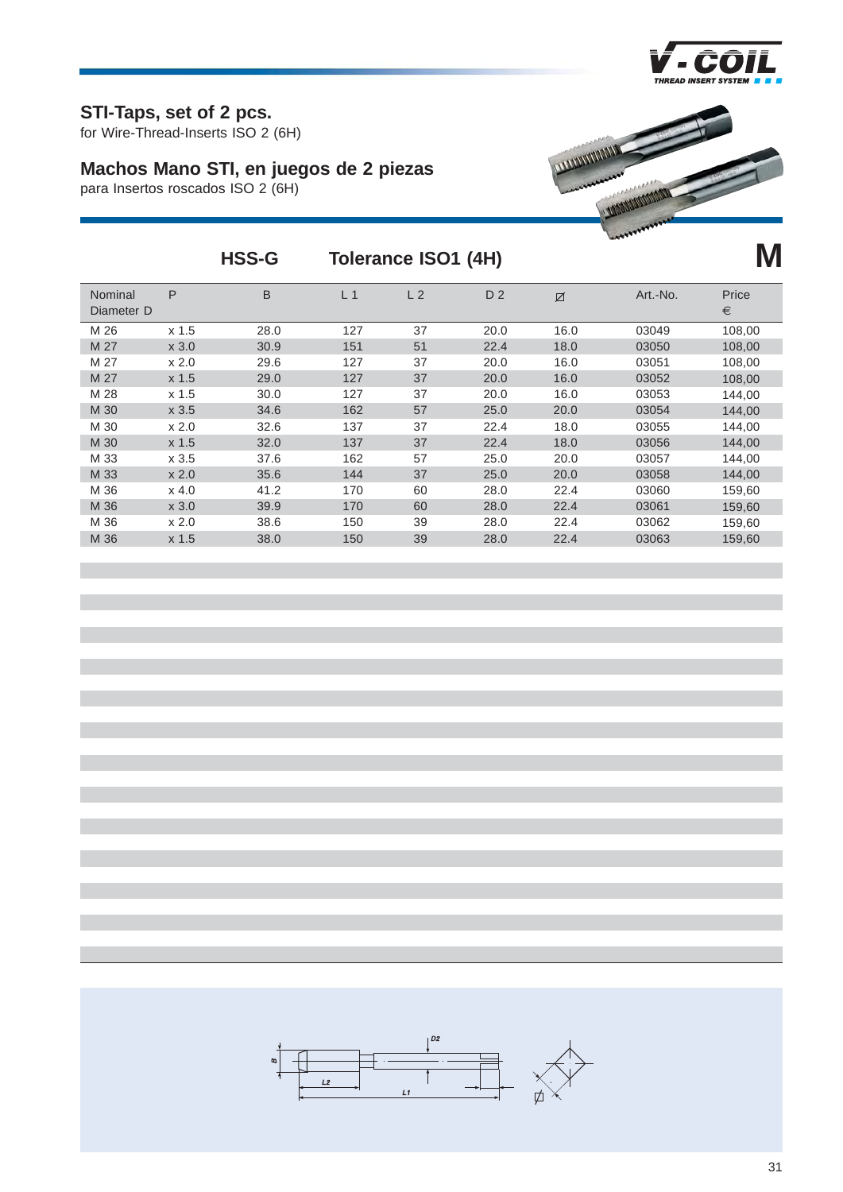## STI-Taps, set of 2 pcs.

for Wire-Thread-Inserts ISO 2 (6H)

## Machos Mano STI, en juegos de 2 piezas

para Insertos roscados ISO 2 (6H)

**HSS-G** **Tolerance ISO1 (4H)** **M**

| Nominal Diameter D | P | B | L 1 | L 2 | D 2 | ⌀ | Art.-No. | Price € |
|---|---|---|---|---|---|---|---|---|
| M 26 | x 1.5 | 28.0 | 127 | 37 | 20.0 | 16.0 | 03049 | 108,00 |
| M 27 | x 3.0 | 30.9 | 151 | 51 | 22.4 | 18.0 | 03050 | 108,00 |
| M 27 | x 2.0 | 29.6 | 127 | 37 | 20.0 | 16.0 | 03051 | 108,00 |
| M 27 | x 1.5 | 29.0 | 127 | 37 | 20.0 | 16.0 | 03052 | 108,00 |
| M 28 | x 1.5 | 30.0 | 127 | 37 | 20.0 | 16.0 | 03053 | 144,00 |
| M 30 | x 3.5 | 34.6 | 162 | 57 | 25.0 | 20.0 | 03054 | 144,00 |
| M 30 | x 2.0 | 32.6 | 137 | 37 | 22.4 | 18.0 | 03055 | 144,00 |
| M 30 | x 1.5 | 32.0 | 137 | 37 | 22.4 | 18.0 | 03056 | 144,00 |
| M 33 | x 3.5 | 37.6 | 162 | 57 | 25.0 | 20.0 | 03057 | 144,00 |
| M 33 | x 2.0 | 35.6 | 144 | 37 | 25.0 | 20.0 | 03058 | 144,00 |
| M 36 | x 4.0 | 41.2 | 170 | 60 | 28.0 | 22.4 | 03060 | 159,60 |
| M 36 | x 3.0 | 39.9 | 170 | 60 | 28.0 | 22.4 | 03061 | 159,60 |
| M 36 | x 2.0 | 38.6 | 150 | 39 | 28.0 | 22.4 | 03062 | 159,60 |
| M 36 | x 1.5 | 38.0 | 150 | 39 | 28.0 | 22.4 | 03063 | 159,60 |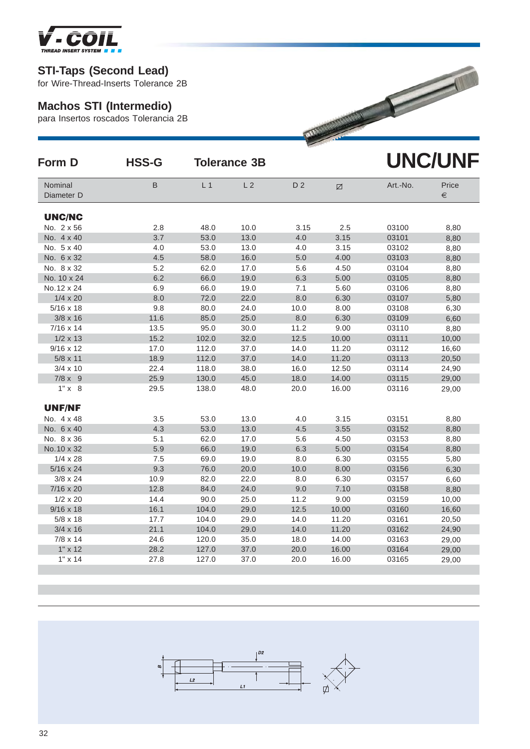## STI-Taps (Second Lead)

for Wire-Thread-Inserts Tolerance 2B

## Machos STI (Intermedio)

para Insertos roscados Tolerancia 2B

**Form D** **HSS-G** **Tolerance 3B** **UNC/UNF**

| Nominal Diameter D | B | L 1 | L 2 | D 2 | ◻ | Art.-No. | Price € |
|---|---|---|---|---|---|---|---|
| **UNC/NC** | | | | | | | |
| No. 2 x 56 | 2.8 | 48.0 | 10.0 | 3.15 | 2.5 | 03100 | 8,80 |
| No. 4 x 40 | 3.7 | 53.0 | 13.0 | 4.0 | 3.15 | 03101 | 8,80 |
| No. 5 x 40 | 4.0 | 53.0 | 13.0 | 4.0 | 3.15 | 03102 | 8,80 |
| No. 6 x 32 | 4.5 | 58.0 | 16.0 | 5.0 | 4.00 | 03103 | 8,80 |
| No. 8 x 32 | 5.2 | 62.0 | 17.0 | 5.6 | 4.50 | 03104 | 8,80 |
| No. 10 x 24 | 6.2 | 66.0 | 19.0 | 6.3 | 5.00 | 03105 | 8,80 |
| No.12 x 24 | 6.9 | 66.0 | 19.0 | 7.1 | 5.60 | 03106 | 8,80 |
| 1/4 x 20 | 8.0 | 72.0 | 22.0 | 8.0 | 6.30 | 03107 | 5,80 |
| 5/16 x 18 | 9.8 | 80.0 | 24.0 | 10.0 | 8.00 | 03108 | 6,30 |
| 3/8 x 16 | 11.6 | 85.0 | 25.0 | 8.0 | 6.30 | 03109 | 6,60 |
| 7/16 x 14 | 13.5 | 95.0 | 30.0 | 11.2 | 9.00 | 03110 | 8,80 |
| 1/2 x 13 | 15.2 | 102.0 | 32.0 | 12.5 | 10.00 | 03111 | 10,00 |
| 9/16 x 12 | 17.0 | 112.0 | 37.0 | 14.0 | 11.20 | 03112 | 16,60 |
| 5/8 x 11 | 18.9 | 112.0 | 37.0 | 14.0 | 11.20 | 03113 | 20,50 |
| 3/4 x 10 | 22.4 | 118.0 | 38.0 | 16.0 | 12.50 | 03114 | 24,90 |
| 7/8 x 9 | 25.9 | 130.0 | 45.0 | 18.0 | 14.00 | 03115 | 29,00 |
| 1" x 8 | 29.5 | 138.0 | 48.0 | 20.0 | 16.00 | 03116 | 29,00 |
| **UNF/NF** | | | | | | | |
| No. 4 x 48 | 3.5 | 53.0 | 13.0 | 4.0 | 3.15 | 03151 | 8,80 |
| No. 6 x 40 | 4.3 | 53.0 | 13.0 | 4.5 | 3.55 | 03152 | 8,80 |
| No. 8 x 36 | 5.1 | 62.0 | 17.0 | 5.6 | 4.50 | 03153 | 8,80 |
| No.10 x 32 | 5.9 | 66.0 | 19.0 | 6.3 | 5.00 | 03154 | 8,80 |
| 1/4 x 28 | 7.5 | 69.0 | 19.0 | 8.0 | 6.30 | 03155 | 5,80 |
| 5/16 x 24 | 9.3 | 76.0 | 20.0 | 10.0 | 8.00 | 03156 | 6,30 |
| 3/8 x 24 | 10.9 | 82.0 | 22.0 | 8.0 | 6.30 | 03157 | 6,60 |
| 7/16 x 20 | 12.8 | 84.0 | 24.0 | 9.0 | 7.10 | 03158 | 8,80 |
| 1/2 x 20 | 14.4 | 90.0 | 25.0 | 11.2 | 9.00 | 03159 | 10,00 |
| 9/16 x 18 | 16.1 | 104.0 | 29.0 | 12.5 | 10.00 | 03160 | 16,60 |
| 5/8 x 18 | 17.7 | 104.0 | 29.0 | 14.0 | 11.20 | 03161 | 20,50 |
| 3/4 x 16 | 21.1 | 104.0 | 29.0 | 14.0 | 11.20 | 03162 | 24,90 |
| 7/8 x 14 | 24.6 | 120.0 | 35.0 | 18.0 | 14.00 | 03163 | 29,00 |
| 1" x 12 | 28.2 | 127.0 | 37.0 | 20.0 | 16.00 | 03164 | 29,00 |
| 1" x 14 | 27.8 | 127.0 | 37.0 | 20.0 | 16.00 | 03165 | 29,00 |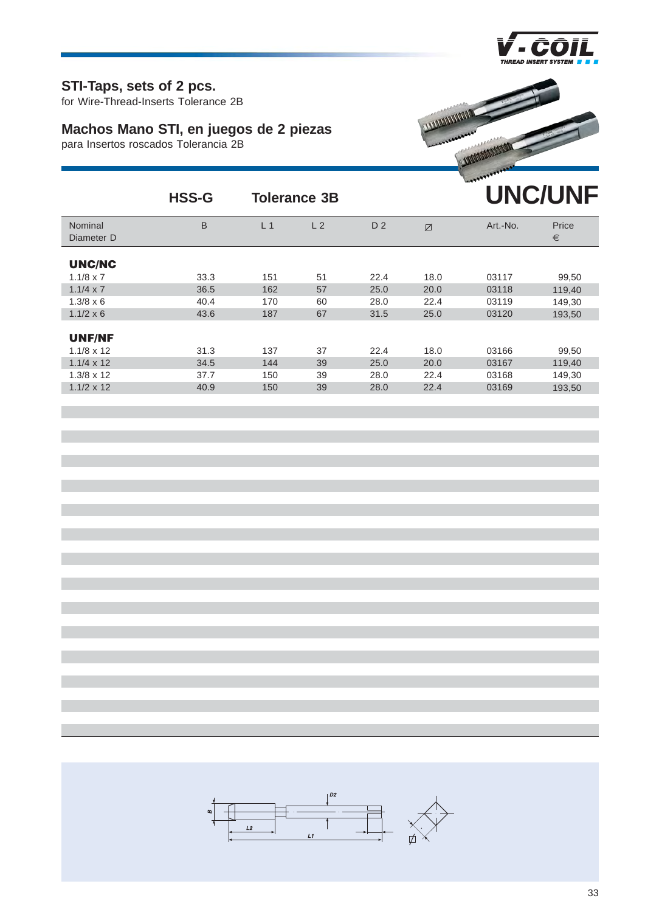## STI-Taps, sets of 2 pcs.

for Wire-Thread-Inserts Tolerance 2B

## Machos Mano STI, en juegos de 2 piezas

para Insertos roscados Tolerancia 2B

**HSS-G** **Tolerance 3B**

# UNC/UNF

| Nominal Diameter D | B | L 1 | L 2 | D 2 | ⌀ | Art.-No. | Price € |
|---|---|---|---|---|---|---|---|
| **UNC/NC** | | | | | | | |
| 1.1/8 x 7 | 33.3 | 151 | 51 | 22.4 | 18.0 | 03117 | 99,50 |
| 1.1/4 x 7 | 36.5 | 162 | 57 | 25.0 | 20.0 | 03118 | 119,40 |
| 1.3/8 x 6 | 40.4 | 170 | 60 | 28.0 | 22.4 | 03119 | 149,30 |
| 1.1/2 x 6 | 43.6 | 187 | 67 | 31.5 | 25.0 | 03120 | 193,50 |
| **UNF/NF** | | | | | | | |
| 1.1/8 x 12 | 31.3 | 137 | 37 | 22.4 | 18.0 | 03166 | 99,50 |
| 1.1/4 x 12 | 34.5 | 144 | 39 | 25.0 | 20.0 | 03167 | 119,40 |
| 1.3/8 x 12 | 37.7 | 150 | 39 | 28.0 | 22.4 | 03168 | 149,30 |
| 1.1/2 x 12 | 40.9 | 150 | 39 | 28.0 | 22.4 | 03169 | 193,50 |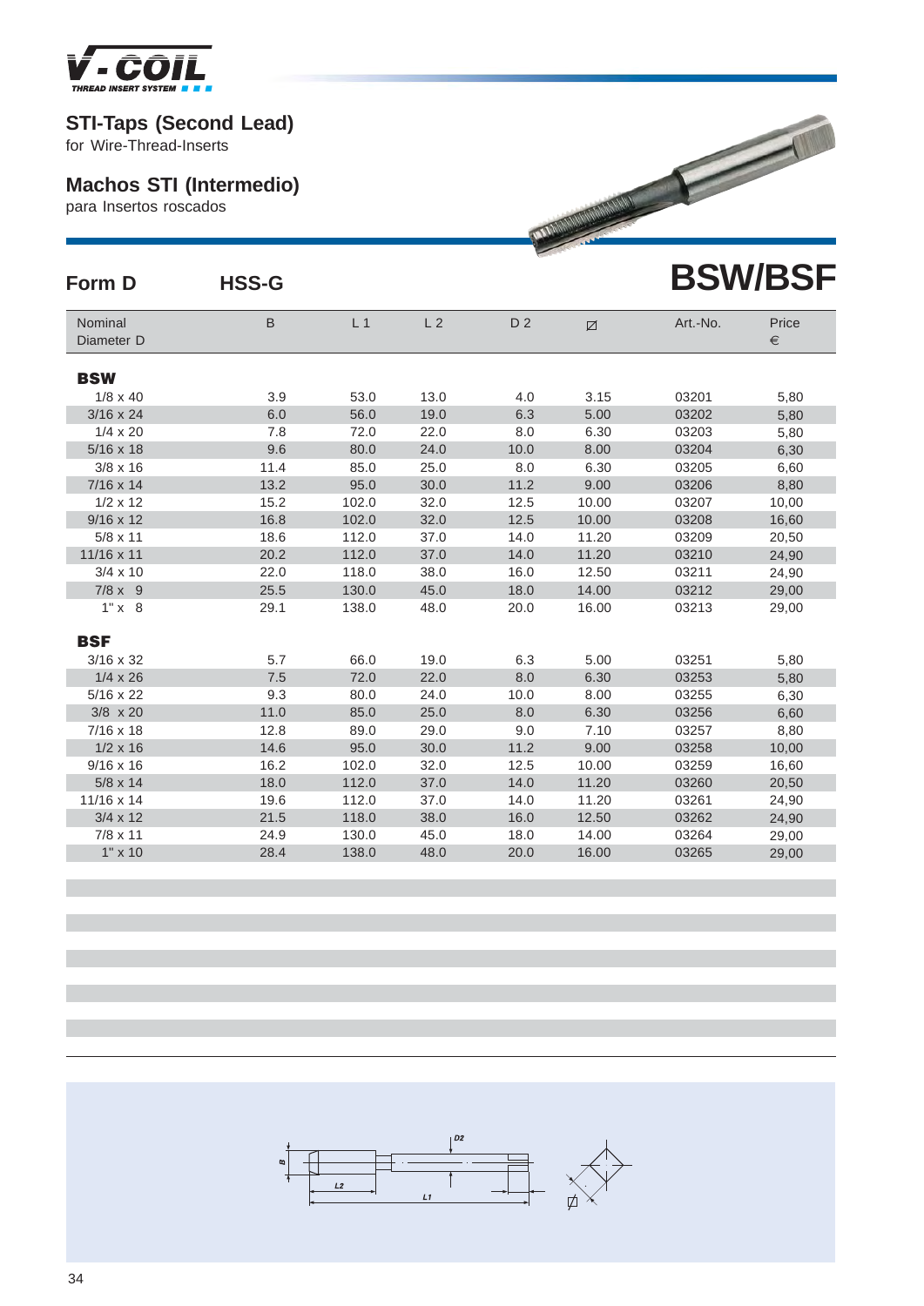V-COIL
THREAD INSERT SYSTEM

## STI-Taps (Second Lead)

for Wire-Thread-Inserts

## Machos STI (Intermedio)

para Insertos roscados

### Form D HSS-G

# BSW/BSF

| Nominal Diameter D | B | L 1 | L 2 | D 2 | ⊡ | Art.-No. | Price € |
|---|---|---|---|---|---|---|---|
| **BSW** | | | | | | | |
| 1/8 x 40 | 3.9 | 53.0 | 13.0 | 4.0 | 3.15 | 03201 | 5,80 |
| 3/16 x 24 | 6.0 | 56.0 | 19.0 | 6.3 | 5.00 | 03202 | 5,80 |
| 1/4 x 20 | 7.8 | 72.0 | 22.0 | 8.0 | 6.30 | 03203 | 5,80 |
| 5/16 x 18 | 9.6 | 80.0 | 24.0 | 10.0 | 8.00 | 03204 | 6,30 |
| 3/8 x 16 | 11.4 | 85.0 | 25.0 | 8.0 | 6.30 | 03205 | 6,60 |
| 7/16 x 14 | 13.2 | 95.0 | 30.0 | 11.2 | 9.00 | 03206 | 8,80 |
| 1/2 x 12 | 15.2 | 102.0 | 32.0 | 12.5 | 10.00 | 03207 | 10,00 |
| 9/16 x 12 | 16.8 | 102.0 | 32.0 | 12.5 | 10.00 | 03208 | 16,60 |
| 5/8 x 11 | 18.6 | 112.0 | 37.0 | 14.0 | 11.20 | 03209 | 20,50 |
| 11/16 x 11 | 20.2 | 112.0 | 37.0 | 14.0 | 11.20 | 03210 | 24,90 |
| 3/4 x 10 | 22.0 | 118.0 | 38.0 | 16.0 | 12.50 | 03211 | 24,90 |
| 7/8 x 9 | 25.5 | 130.0 | 45.0 | 18.0 | 14.00 | 03212 | 29,00 |
| 1" x 8 | 29.1 | 138.0 | 48.0 | 20.0 | 16.00 | 03213 | 29,00 |
| **BSF** | | | | | | | |
| 3/16 x 32 | 5.7 | 66.0 | 19.0 | 6.3 | 5.00 | 03251 | 5,80 |
| 1/4 x 26 | 7.5 | 72.0 | 22.0 | 8.0 | 6.30 | 03253 | 5,80 |
| 5/16 x 22 | 9.3 | 80.0 | 24.0 | 10.0 | 8.00 | 03255 | 6,30 |
| 3/8 x 20 | 11.0 | 85.0 | 25.0 | 8.0 | 6.30 | 03256 | 6,60 |
| 7/16 x 18 | 12.8 | 89.0 | 29.0 | 9.0 | 7.10 | 03257 | 8,80 |
| 1/2 x 16 | 14.6 | 95.0 | 30.0 | 11.2 | 9.00 | 03258 | 10,00 |
| 9/16 x 16 | 16.2 | 102.0 | 32.0 | 12.5 | 10.00 | 03259 | 16,60 |
| 5/8 x 14 | 18.0 | 112.0 | 37.0 | 14.0 | 11.20 | 03260 | 20,50 |
| 11/16 x 14 | 19.6 | 112.0 | 37.0 | 14.0 | 11.20 | 03261 | 24,90 |
| 3/4 x 12 | 21.5 | 118.0 | 38.0 | 16.0 | 12.50 | 03262 | 24,90 |
| 7/8 x 11 | 24.9 | 130.0 | 45.0 | 18.0 | 14.00 | 03264 | 29,00 |
| 1" x 10 | 28.4 | 138.0 | 48.0 | 20.0 | 16.00 | 03265 | 29,00 |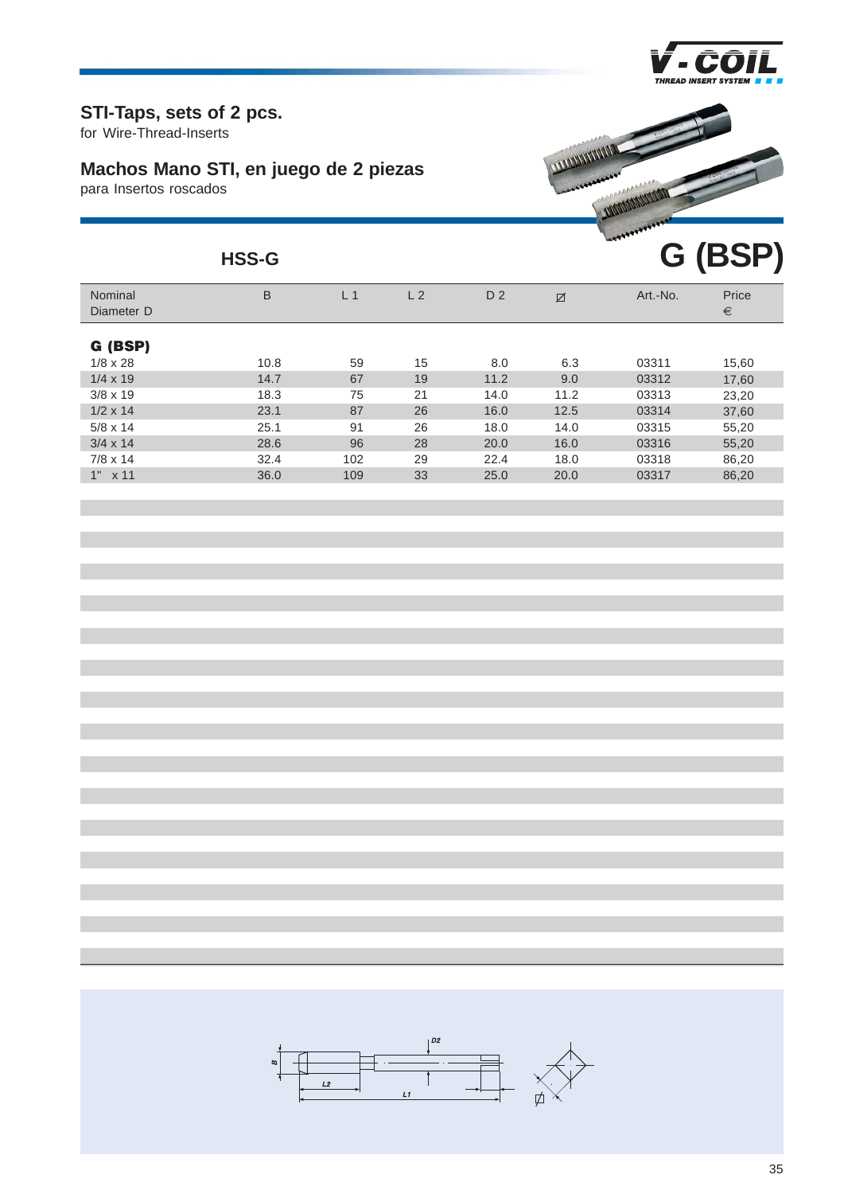## STI-Taps, sets of 2 pcs.

for Wire-Thread-Inserts

## Machos Mano STI, en juego de 2 piezas

para Insertos roscados

**HSS-G**

# G (BSP)

| Nominal Diameter D | B | L 1 | L 2 | D 2 | ⌀ | Art.-No. | Price € |
|---|---|---|---|---|---|---|---|
| **G (BSP)** | | | | | | | |
| 1/8 x 28 | 10.8 | 59 | 15 | 8.0 | 6.3 | 03311 | 15,60 |
| 1/4 x 19 | 14.7 | 67 | 19 | 11.2 | 9.0 | 03312 | 17,60 |
| 3/8 x 19 | 18.3 | 75 | 21 | 14.0 | 11.2 | 03313 | 23,20 |
| 1/2 x 14 | 23.1 | 87 | 26 | 16.0 | 12.5 | 03314 | 37,60 |
| 5/8 x 14 | 25.1 | 91 | 26 | 18.0 | 14.0 | 03315 | 55,20 |
| 3/4 x 14 | 28.6 | 96 | 28 | 20.0 | 16.0 | 03316 | 55,20 |
| 7/8 x 14 | 32.4 | 102 | 29 | 22.4 | 18.0 | 03318 | 86,20 |
| 1" x 11 | 36.0 | 109 | 33 | 25.0 | 20.0 | 03317 | 86,20 |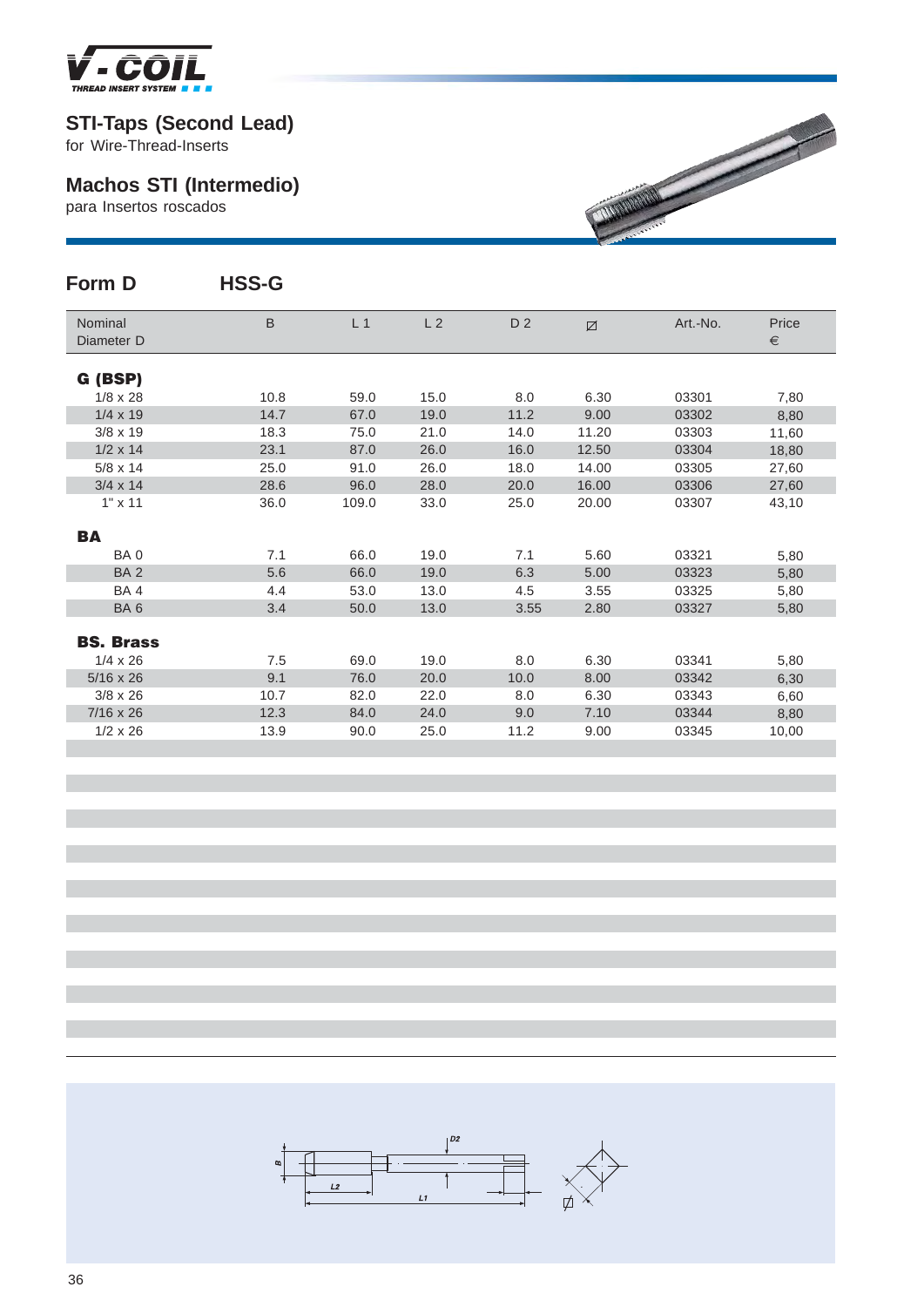## STI-Taps (Second Lead)

for Wire-Thread-Inserts

## Machos STI (Intermedio)

para Insertos roscados

### Form D HSS-G

| Nominal Diameter D | B | L 1 | L 2 | D 2 | ☐ | Art.-No. | Price € |
|---|---|---|---|---|---|---|---|
| **G (BSP)** | | | | | | | |
| 1/8 x 28 | 10.8 | 59.0 | 15.0 | 8.0 | 6.30 | 03301 | 7,80 |
| 1/4 x 19 | 14.7 | 67.0 | 19.0 | 11.2 | 9.00 | 03302 | 8,80 |
| 3/8 x 19 | 18.3 | 75.0 | 21.0 | 14.0 | 11.20 | 03303 | 11,60 |
| 1/2 x 14 | 23.1 | 87.0 | 26.0 | 16.0 | 12.50 | 03304 | 18,80 |
| 5/8 x 14 | 25.0 | 91.0 | 26.0 | 18.0 | 14.00 | 03305 | 27,60 |
| 3/4 x 14 | 28.6 | 96.0 | 28.0 | 20.0 | 16.00 | 03306 | 27,60 |
| 1" x 11 | 36.0 | 109.0 | 33.0 | 25.0 | 20.00 | 03307 | 43,10 |
| **BA** | | | | | | | |
| BA 0 | 7.1 | 66.0 | 19.0 | 7.1 | 5.60 | 03321 | 5,80 |
| BA 2 | 5.6 | 66.0 | 19.0 | 6.3 | 5.00 | 03323 | 5,80 |
| BA 4 | 4.4 | 53.0 | 13.0 | 4.5 | 3.55 | 03325 | 5,80 |
| BA 6 | 3.4 | 50.0 | 13.0 | 3.55 | 2.80 | 03327 | 5,80 |
| **BS. Brass** | | | | | | | |
| 1/4 x 26 | 7.5 | 69.0 | 19.0 | 8.0 | 6.30 | 03341 | 5,80 |
| 5/16 x 26 | 9.1 | 76.0 | 20.0 | 10.0 | 8.00 | 03342 | 6,30 |
| 3/8 x 26 | 10.7 | 82.0 | 22.0 | 8.0 | 6.30 | 03343 | 6,60 |
| 7/16 x 26 | 12.3 | 84.0 | 24.0 | 9.0 | 7.10 | 03344 | 8,80 |
| 1/2 x 26 | 13.9 | 90.0 | 25.0 | 11.2 | 9.00 | 03345 | 10,00 |

B L2 L1 D2 ☐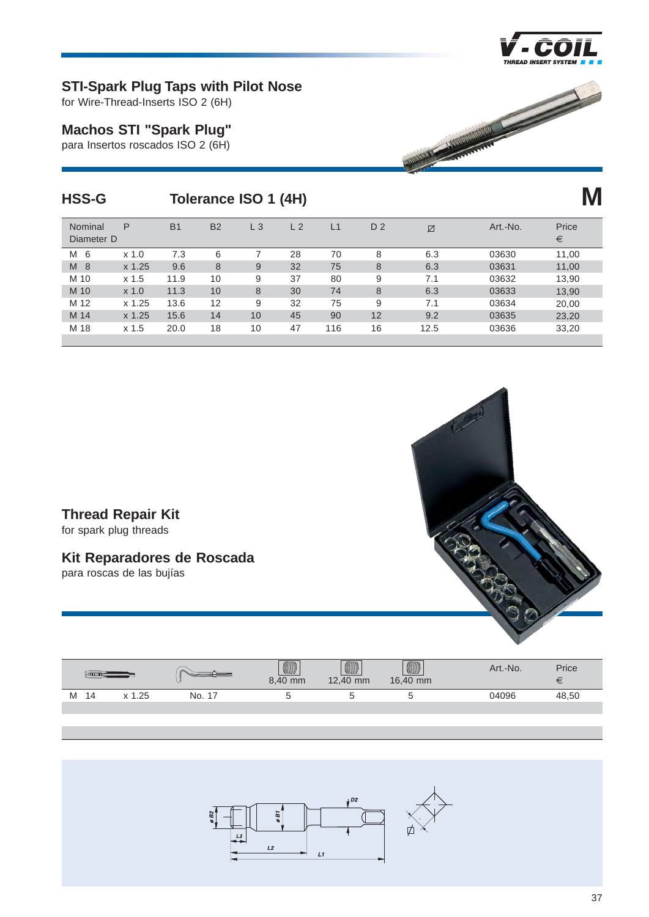## STI-Spark Plug Taps with Pilot Nose

for Wire-Thread-Inserts ISO 2 (6H)

## Machos STI "Spark Plug"

para Insertos roscados ISO 2 (6H)

### HSS-G    Tolerance ISO 1 (4H)    M

| Nominal Diameter D | P | B1 | B2 | L 3 | L 2 | L1 | D 2 | ⧄ | Art.-No. | Price € |
|---|---|---|---|---|---|---|---|---|---|---|
| M 6 | x 1.0 | 7.3 | 6 | 7 | 28 | 70 | 8 | 6.3 | 03630 | 11,00 |
| M 8 | x 1.25 | 9.6 | 8 | 9 | 32 | 75 | 8 | 6.3 | 03631 | 11,00 |
| M 10 | x 1.5 | 11.9 | 10 | 9 | 37 | 80 | 9 | 7.1 | 03632 | 13,90 |
| M 10 | x 1.0 | 11.3 | 10 | 8 | 30 | 74 | 8 | 6.3 | 03633 | 13,90 |
| M 12 | x 1.25 | 13.6 | 12 | 9 | 32 | 75 | 9 | 7.1 | 03634 | 20,00 |
| M 14 | x 1.25 | 15.6 | 14 | 10 | 45 | 90 | 12 | 9.2 | 03635 | 23,20 |
| M 18 | x 1.5 | 20.0 | 18 | 10 | 47 | 116 | 16 | 12.5 | 03636 | 33,20 |

## Thread Repair Kit

for spark plug threads

## Kit Reparadores de Roscada

para roscas de las bujías

| | | | 8,40 mm | 12,40 mm | 16,40 mm | Art.-No. | Price € |
|---|---|---|---|---|---|---|---|
| M 14 | x 1.25 | No. 17 | 5 | 5 | 5 | 04096 | 48,50 |

ø B2 · ø B1 · D2 · L3 · L2 · L1 · ⧄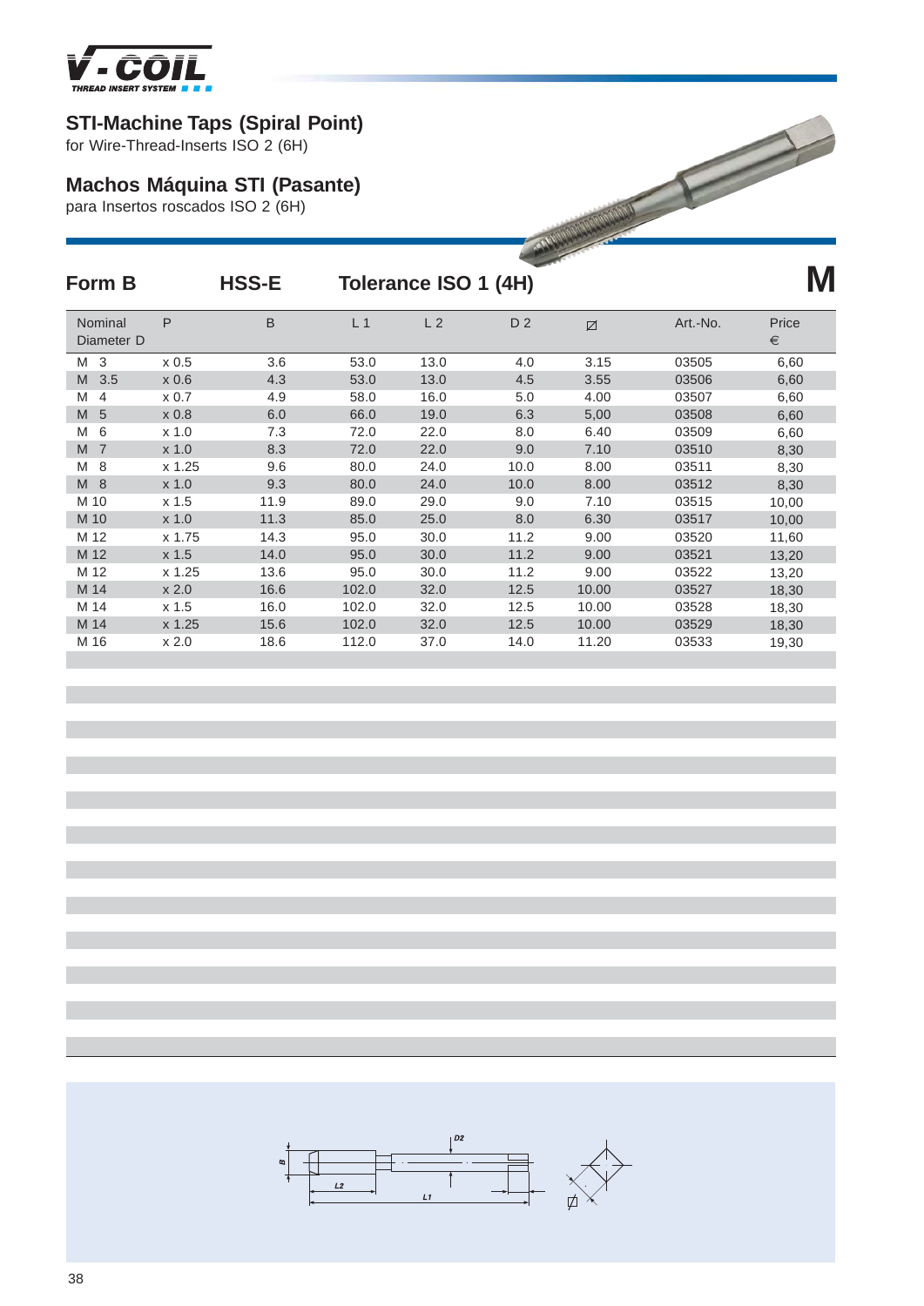## STI-Machine Taps (Spiral Point)

for Wire-Thread-Inserts ISO 2 (6H)

## Machos Máquina STI (Pasante)

para Insertos roscados ISO 2 (6H)

**Form B** **HSS-E** **Tolerance ISO 1 (4H)** **M**

| Nominal Diameter D | P | B | L 1 | L 2 | D 2 | ⊠ | Art.-No. | Price € |
|---|---|---|---|---|---|---|---|---|
| M 3 | x 0.5 | 3.6 | 53.0 | 13.0 | 4.0 | 3.15 | 03505 | 6,60 |
| M 3.5 | x 0.6 | 4.3 | 53.0 | 13.0 | 4.5 | 3.55 | 03506 | 6,60 |
| M 4 | x 0.7 | 4.9 | 58.0 | 16.0 | 5.0 | 4.00 | 03507 | 6,60 |
| M 5 | x 0.8 | 6.0 | 66.0 | 19.0 | 6.3 | 5,00 | 03508 | 6,60 |
| M 6 | x 1.0 | 7.3 | 72.0 | 22.0 | 8.0 | 6.40 | 03509 | 6,60 |
| M 7 | x 1.0 | 8.3 | 72.0 | 22.0 | 9.0 | 7.10 | 03510 | 8,30 |
| M 8 | x 1.25 | 9.6 | 80.0 | 24.0 | 10.0 | 8.00 | 03511 | 8,30 |
| M 8 | x 1.0 | 9.3 | 80.0 | 24.0 | 10.0 | 8.00 | 03512 | 8,30 |
| M 10 | x 1.5 | 11.9 | 89.0 | 29.0 | 9.0 | 7.10 | 03515 | 10,00 |
| M 10 | x 1.0 | 11.3 | 85.0 | 25.0 | 8.0 | 6.30 | 03517 | 10,00 |
| M 12 | x 1.75 | 14.3 | 95.0 | 30.0 | 11.2 | 9.00 | 03520 | 11,60 |
| M 12 | x 1.5 | 14.0 | 95.0 | 30.0 | 11.2 | 9.00 | 03521 | 13,20 |
| M 12 | x 1.25 | 13.6 | 95.0 | 30.0 | 11.2 | 9.00 | 03522 | 13,20 |
| M 14 | x 2.0 | 16.6 | 102.0 | 32.0 | 12.5 | 10.00 | 03527 | 18,30 |
| M 14 | x 1.5 | 16.0 | 102.0 | 32.0 | 12.5 | 10.00 | 03528 | 18,30 |
| M 14 | x 1.25 | 15.6 | 102.0 | 32.0 | 12.5 | 10.00 | 03529 | 18,30 |
| M 16 | x 2.0 | 18.6 | 112.0 | 37.0 | 14.0 | 11.20 | 03533 | 19,30 |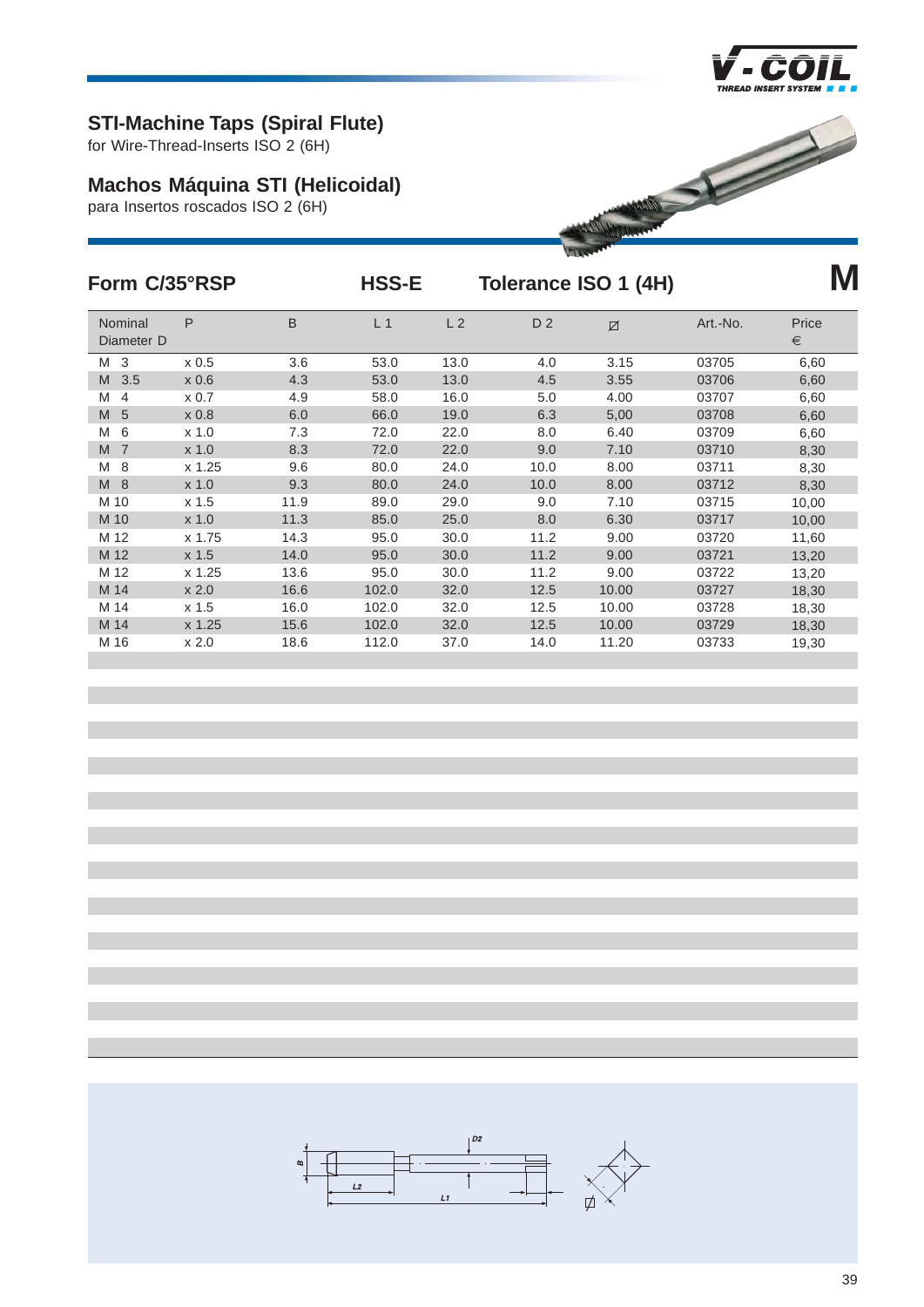## STI-Machine Taps (Spiral Flute)

for Wire-Thread-Inserts ISO 2 (6H)

## Machos Máquina STI (Helicoidal)

para Insertos roscados ISO 2 (6H)

### Form C/35°RSP    HSS-E    Tolerance ISO 1 (4H)    M

| Nominal Diameter D | P | B | L 1 | L 2 | D 2 | ⌀ | Art.-No. | Price € |
|---|---|---|---|---|---|---|---|---|
| M 3 | x 0.5 | 3.6 | 53.0 | 13.0 | 4.0 | 3.15 | 03705 | 6,60 |
| M 3.5 | x 0.6 | 4.3 | 53.0 | 13.0 | 4.5 | 3.55 | 03706 | 6,60 |
| M 4 | x 0.7 | 4.9 | 58.0 | 16.0 | 5.0 | 4.00 | 03707 | 6,60 |
| M 5 | x 0.8 | 6.0 | 66.0 | 19.0 | 6.3 | 5,00 | 03708 | 6,60 |
| M 6 | x 1.0 | 7.3 | 72.0 | 22.0 | 8.0 | 6.40 | 03709 | 6,60 |
| M 7 | x 1.0 | 8.3 | 72.0 | 22.0 | 9.0 | 7.10 | 03710 | 8,30 |
| M 8 | x 1.25 | 9.6 | 80.0 | 24.0 | 10.0 | 8.00 | 03711 | 8,30 |
| M 8 | x 1.0 | 9.3 | 80.0 | 24.0 | 10.0 | 8.00 | 03712 | 8,30 |
| M 10 | x 1.5 | 11.9 | 89.0 | 29.0 | 9.0 | 7.10 | 03715 | 10,00 |
| M 10 | x 1.0 | 11.3 | 85.0 | 25.0 | 8.0 | 6.30 | 03717 | 10,00 |
| M 12 | x 1.75 | 14.3 | 95.0 | 30.0 | 11.2 | 9.00 | 03720 | 11,60 |
| M 12 | x 1.5 | 14.0 | 95.0 | 30.0 | 11.2 | 9.00 | 03721 | 13,20 |
| M 12 | x 1.25 | 13.6 | 95.0 | 30.0 | 11.2 | 9.00 | 03722 | 13,20 |
| M 14 | x 2.0 | 16.6 | 102.0 | 32.0 | 12.5 | 10.00 | 03727 | 18,30 |
| M 14 | x 1.5 | 16.0 | 102.0 | 32.0 | 12.5 | 10.00 | 03728 | 18,30 |
| M 14 | x 1.25 | 15.6 | 102.0 | 32.0 | 12.5 | 10.00 | 03729 | 18,30 |
| M 16 | x 2.0 | 18.6 | 112.0 | 37.0 | 14.0 | 11.20 | 03733 | 19,30 |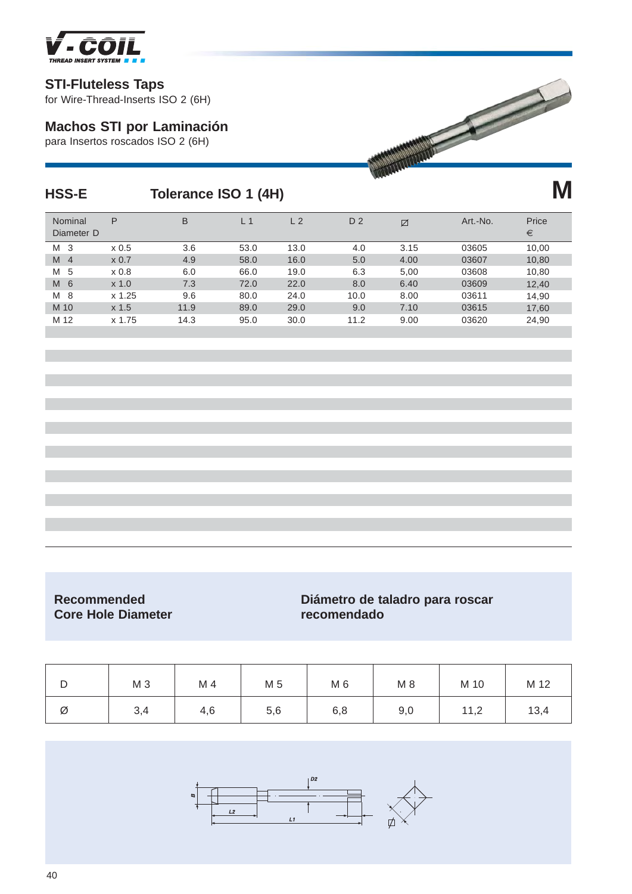## STI-Fluteless Taps

for Wire-Thread-Inserts ISO 2 (6H)

## Machos STI por Laminación

para Insertos roscados ISO 2 (6H)

### HSS-E Tolerance ISO 1 (4H) M

| Nominal Diameter D | P | B | L 1 | L 2 | D 2 | ⊡ | Art.-No. | Price € |
|---|---|---|---|---|---|---|---|---|
| M 3 | x 0.5 | 3.6 | 53.0 | 13.0 | 4.0 | 3.15 | 03605 | 10,00 |
| M 4 | x 0.7 | 4.9 | 58.0 | 16.0 | 5.0 | 4.00 | 03607 | 10,80 |
| M 5 | x 0.8 | 6.0 | 66.0 | 19.0 | 6.3 | 5,00 | 03608 | 10,80 |
| M 6 | x 1.0 | 7.3 | 72.0 | 22.0 | 8.0 | 6.40 | 03609 | 12,40 |
| M 8 | x 1.25 | 9.6 | 80.0 | 24.0 | 10.0 | 8.00 | 03611 | 14,90 |
| M 10 | x 1.5 | 11.9 | 89.0 | 29.0 | 9.0 | 7.10 | 03615 | 17,60 |
| M 12 | x 1.75 | 14.3 | 95.0 | 30.0 | 11.2 | 9.00 | 03620 | 24,90 |

**Recommended Core Hole Diameter**

**Diámetro de taladro para roscar recomendado**

| D | M 3 | M 4 | M 5 | M 6 | M 8 | M 10 | M 12 |
|---|---|---|---|---|---|---|---|
| Ø | 3,4 | 4,6 | 5,6 | 6,8 | 9,0 | 11,2 | 13,4 |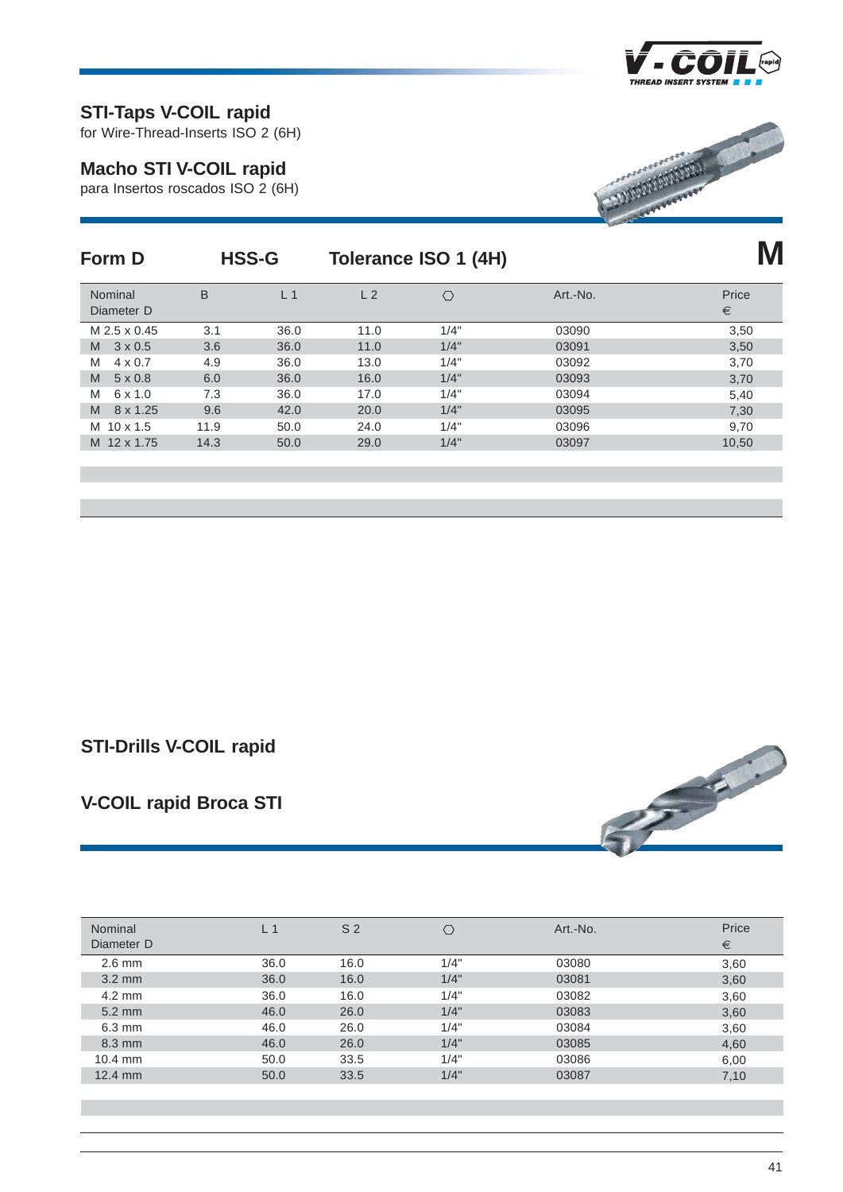## STI-Taps V-COIL rapid

for Wire-Thread-Inserts ISO 2 (6H)

## Macho STI V-COIL rapid

para Insertos roscados ISO 2 (6H)

**Form D** **HSS-G** **Tolerance ISO 1 (4H)** **M**

| Nominal Diameter D | B | L 1 | L 2 | ⬡ | Art.-No. | Price € |
|---|---|---|---|---|---|---|
| M 2.5 x 0.45 | 3.1 | 36.0 | 11.0 | 1/4" | 03090 | 3,50 |
| M 3 x 0.5 | 3.6 | 36.0 | 11.0 | 1/4" | 03091 | 3,50 |
| M 4 x 0.7 | 4.9 | 36.0 | 13.0 | 1/4" | 03092 | 3,70 |
| M 5 x 0.8 | 6.0 | 36.0 | 16.0 | 1/4" | 03093 | 3,70 |
| M 6 x 1.0 | 7.3 | 36.0 | 17.0 | 1/4" | 03094 | 5,40 |
| M 8 x 1.25 | 9.6 | 42.0 | 20.0 | 1/4" | 03095 | 7,30 |
| M 10 x 1.5 | 11.9 | 50.0 | 24.0 | 1/4" | 03096 | 9,70 |
| M 12 x 1.75 | 14.3 | 50.0 | 29.0 | 1/4" | 03097 | 10,50 |

## STI-Drills V-COIL rapid

## V-COIL rapid Broca STI

| Nominal Diameter D | L 1 | S 2 | ⬡ | Art.-No. | Price € |
|---|---|---|---|---|---|
| 2.6 mm | 36.0 | 16.0 | 1/4" | 03080 | 3,60 |
| 3.2 mm | 36.0 | 16.0 | 1/4" | 03081 | 3,60 |
| 4.2 mm | 36.0 | 16.0 | 1/4" | 03082 | 3,60 |
| 5.2 mm | 46.0 | 26.0 | 1/4" | 03083 | 3,60 |
| 6.3 mm | 46.0 | 26.0 | 1/4" | 03084 | 3,60 |
| 8.3 mm | 46.0 | 26.0 | 1/4" | 03085 | 4,60 |
| 10.4 mm | 50.0 | 33.5 | 1/4" | 03086 | 6,00 |
| 12.4 mm | 50.0 | 33.5 | 1/4" | 03087 | 7,10 |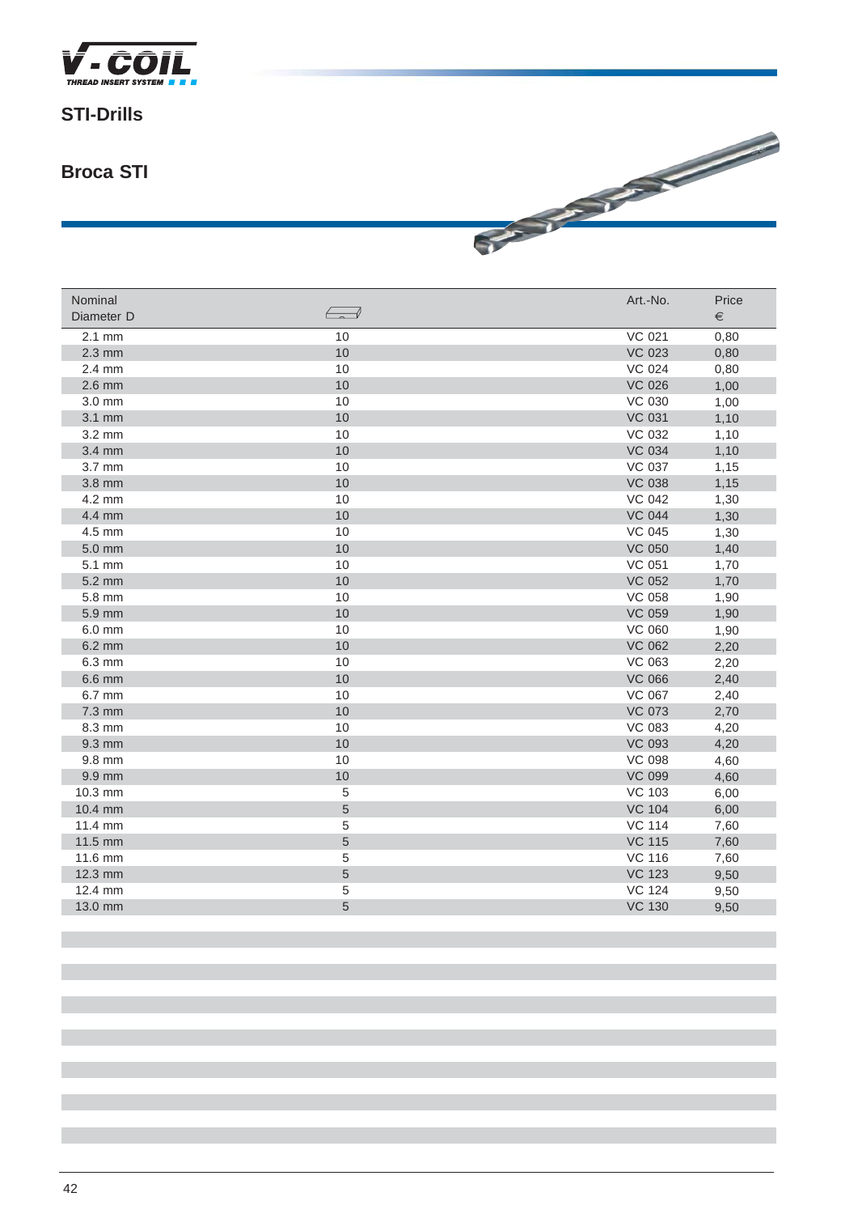## STI-Drills

## Broca STI

| Nominal Diameter D | | Art.-No. | Price € |
|---|---|---|---|
| 2.1 mm | 10 | VC 021 | 0,80 |
| 2.3 mm | 10 | VC 023 | 0,80 |
| 2.4 mm | 10 | VC 024 | 0,80 |
| 2.6 mm | 10 | VC 026 | 1,00 |
| 3.0 mm | 10 | VC 030 | 1,00 |
| 3.1 mm | 10 | VC 031 | 1,10 |
| 3.2 mm | 10 | VC 032 | 1,10 |
| 3.4 mm | 10 | VC 034 | 1,10 |
| 3.7 mm | 10 | VC 037 | 1,15 |
| 3.8 mm | 10 | VC 038 | 1,15 |
| 4.2 mm | 10 | VC 042 | 1,30 |
| 4.4 mm | 10 | VC 044 | 1,30 |
| 4.5 mm | 10 | VC 045 | 1,30 |
| 5.0 mm | 10 | VC 050 | 1,40 |
| 5.1 mm | 10 | VC 051 | 1,70 |
| 5.2 mm | 10 | VC 052 | 1,70 |
| 5.8 mm | 10 | VC 058 | 1,90 |
| 5.9 mm | 10 | VC 059 | 1,90 |
| 6.0 mm | 10 | VC 060 | 1,90 |
| 6.2 mm | 10 | VC 062 | 2,20 |
| 6.3 mm | 10 | VC 063 | 2,20 |
| 6.6 mm | 10 | VC 066 | 2,40 |
| 6.7 mm | 10 | VC 067 | 2,40 |
| 7.3 mm | 10 | VC 073 | 2,70 |
| 8.3 mm | 10 | VC 083 | 4,20 |
| 9.3 mm | 10 | VC 093 | 4,20 |
| 9.8 mm | 10 | VC 098 | 4,60 |
| 9.9 mm | 10 | VC 099 | 4,60 |
| 10.3 mm | 5 | VC 103 | 6,00 |
| 10.4 mm | 5 | VC 104 | 6,00 |
| 11.4 mm | 5 | VC 114 | 7,60 |
| 11.5 mm | 5 | VC 115 | 7,60 |
| 11.6 mm | 5 | VC 116 | 7,60 |
| 12.3 mm | 5 | VC 123 | 9,50 |
| 12.4 mm | 5 | VC 124 | 9,50 |
| 13.0 mm | 5 | VC 130 | 9,50 |